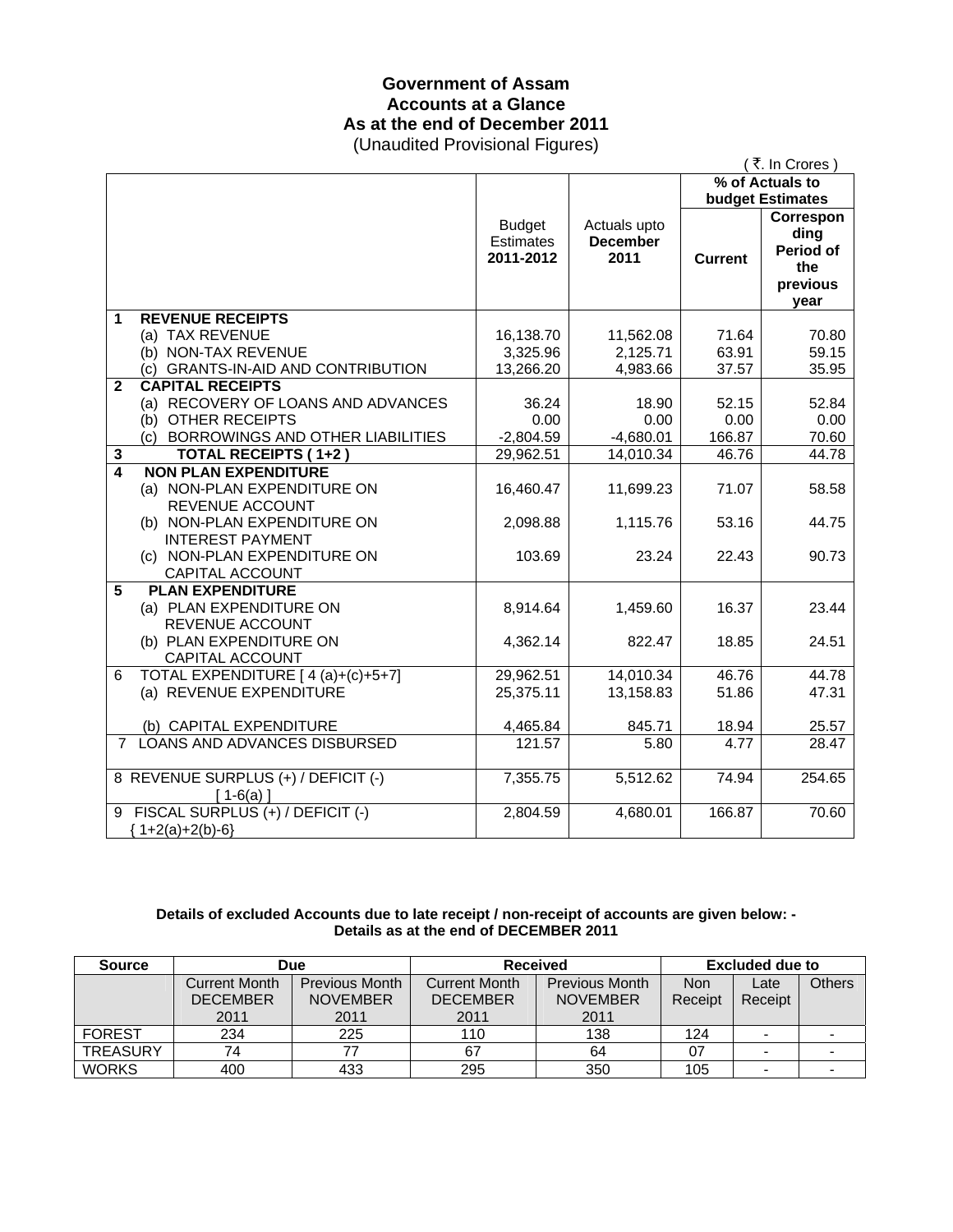# Government of Assam
## Accounts at a Glance
## As at the end of December 2011
(Unaudited Provisional Figures)

( ₹. In Crores )

| | Budget Estimates 2011-2012 | Actuals upto December 2011 | % of Actuals to budget Estimates | |
|---|---|---|---|---|
| | | | Current | Corresponding Period of the previous year |
| **1 REVENUE RECEIPTS** | | | | |
| (a) TAX REVENUE | 16,138.70 | 11,562.08 | 71.64 | 70.80 |
| (b) NON-TAX REVENUE | 3,325.96 | 2,125.71 | 63.91 | 59.15 |
| (c) GRANTS-IN-AID AND CONTRIBUTION | 13,266.20 | 4,983.66 | 37.57 | 35.95 |
| **2 CAPITAL RECEIPTS** | | | | |
| (a) RECOVERY OF LOANS AND ADVANCES | 36.24 | 18.90 | 52.15 | 52.84 |
| (b) OTHER RECEIPTS | 0.00 | 0.00 | 0.00 | 0.00 |
| (c) BORROWINGS AND OTHER LIABILITIES | -2,804.59 | -4,680.01 | 166.87 | 70.60 |
| **3 TOTAL RECEIPTS ( 1+2 )** | 29,962.51 | 14,010.34 | 46.76 | 44.78 |
| **4 NON PLAN EXPENDITURE** | | | | |
| (a) NON-PLAN EXPENDITURE ON REVENUE ACCOUNT | 16,460.47 | 11,699.23 | 71.07 | 58.58 |
| (b) NON-PLAN EXPENDITURE ON INTEREST PAYMENT | 2,098.88 | 1,115.76 | 53.16 | 44.75 |
| (c) NON-PLAN EXPENDITURE ON CAPITAL ACCOUNT | 103.69 | 23.24 | 22.43 | 90.73 |
| **5 PLAN EXPENDITURE** | | | | |
| (a) PLAN EXPENDITURE ON REVENUE ACCOUNT | 8,914.64 | 1,459.60 | 16.37 | 23.44 |
| (b) PLAN EXPENDITURE ON CAPITAL ACCOUNT | 4,362.14 | 822.47 | 18.85 | 24.51 |
| 6 TOTAL EXPENDITURE [ 4 (a)+(c)+5+7] | 29,962.51 | 14,010.34 | 46.76 | 44.78 |
| (a) REVENUE EXPENDITURE | 25,375.11 | 13,158.83 | 51.86 | 47.31 |
| (b) CAPITAL EXPENDITURE | 4,465.84 | 845.71 | 18.94 | 25.57 |
| 7 LOANS AND ADVANCES DISBURSED | 121.57 | 5.80 | 4.77 | 28.47 |
| 8 REVENUE SURPLUS (+) / DEFICIT (-) [ 1-6(a) ] | 7,355.75 | 5,512.62 | 74.94 | 254.65 |
| 9 FISCAL SURPLUS (+) / DEFICIT (-) { 1+2(a)+2(b)-6} | 2,804.59 | 4,680.01 | 166.87 | 70.60 |

**Details of excluded Accounts due to late receipt / non-receipt of accounts are given below: -**
**Details as at the end of DECEMBER 2011**

| Source | Due | | Received | | Excluded due to | | |
|---|---|---|---|---|---|---|---|
| | Current Month DECEMBER 2011 | Previous Month NOVEMBER 2011 | Current Month DECEMBER 2011 | Previous Month NOVEMBER 2011 | Non Receipt | Late Receipt | Others |
| FOREST | 234 | 225 | 110 | 138 | 124 | - | - |
| TREASURY | 74 | 77 | 67 | 64 | 07 | - | - |
| WORKS | 400 | 433 | 295 | 350 | 105 | - | - |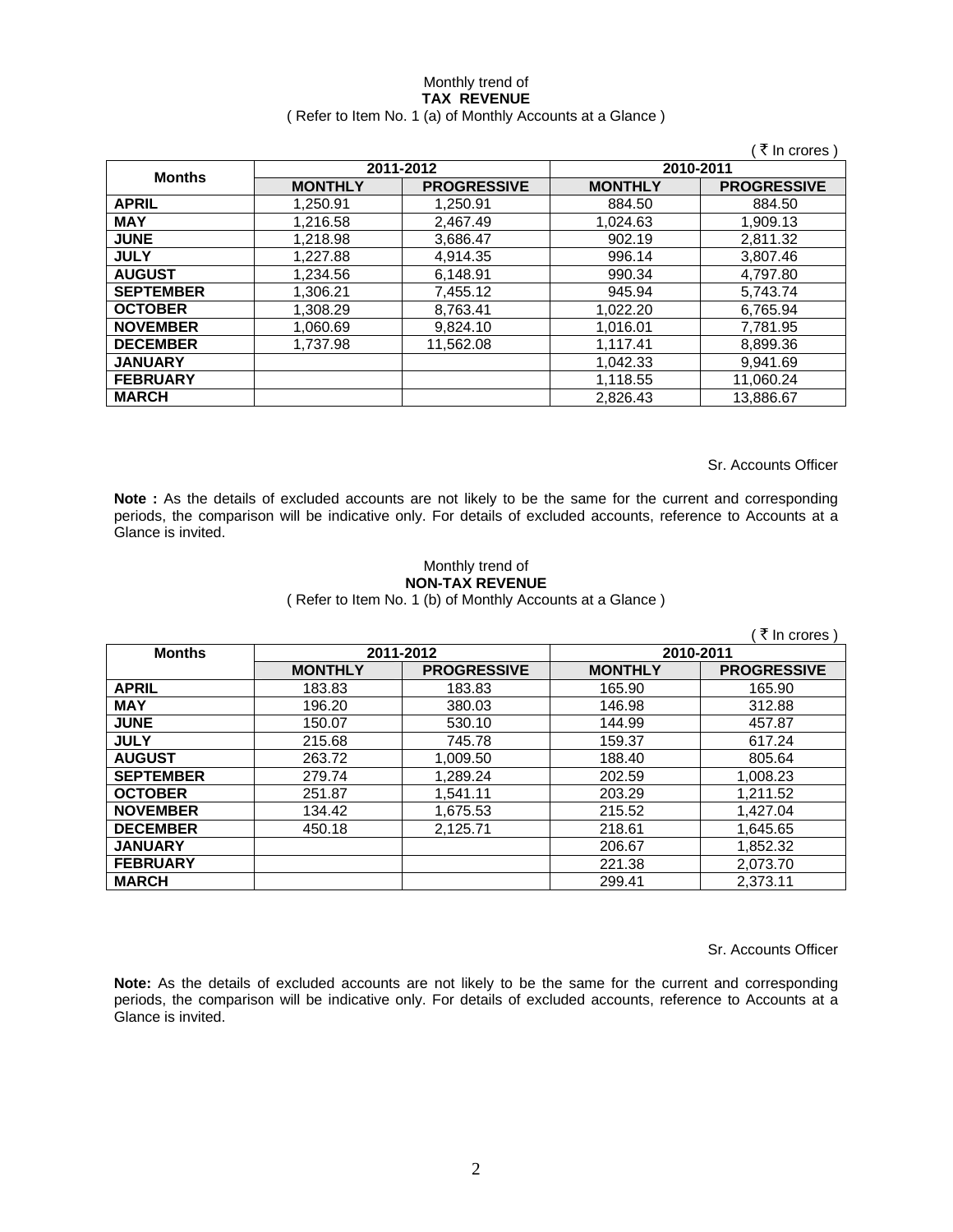Monthly trend of

**TAX REVENUE**

( Refer to Item No. 1 (a) of Monthly Accounts at a Glance )

( ₹ In crores )

| Months | 2011-2012 | | 2010-2011 | |
|---|---|---|---|---|
| | **MONTHLY** | **PROGRESSIVE** | **MONTHLY** | **PROGRESSIVE** |
| **APRIL** | 1,250.91 | 1,250.91 | 884.50 | 884.50 |
| **MAY** | 1,216.58 | 2,467.49 | 1,024.63 | 1,909.13 |
| **JUNE** | 1,218.98 | 3,686.47 | 902.19 | 2,811.32 |
| **JULY** | 1,227.88 | 4,914.35 | 996.14 | 3,807.46 |
| **AUGUST** | 1,234.56 | 6,148.91 | 990.34 | 4,797.80 |
| **SEPTEMBER** | 1,306.21 | 7,455.12 | 945.94 | 5,743.74 |
| **OCTOBER** | 1,308.29 | 8,763.41 | 1,022.20 | 6,765.94 |
| **NOVEMBER** | 1,060.69 | 9,824.10 | 1,016.01 | 7,781.95 |
| **DECEMBER** | 1,737.98 | 11,562.08 | 1,117.41 | 8,899.36 |
| **JANUARY** | | | 1,042.33 | 9,941.69 |
| **FEBRUARY** | | | 1,118.55 | 11,060.24 |
| **MARCH** | | | 2,826.43 | 13,886.67 |

Sr. Accounts Officer

**Note :** As the details of excluded accounts are not likely to be the same for the current and corresponding periods, the comparison will be indicative only. For details of excluded accounts, reference to Accounts at a Glance is invited.

Monthly trend of

**NON-TAX REVENUE**

( Refer to Item No. 1 (b) of Monthly Accounts at a Glance )

( ₹ In crores )

| Months | 2011-2012 | | 2010-2011 | |
|---|---|---|---|---|
| | **MONTHLY** | **PROGRESSIVE** | **MONTHLY** | **PROGRESSIVE** |
| **APRIL** | 183.83 | 183.83 | 165.90 | 165.90 |
| **MAY** | 196.20 | 380.03 | 146.98 | 312.88 |
| **JUNE** | 150.07 | 530.10 | 144.99 | 457.87 |
| **JULY** | 215.68 | 745.78 | 159.37 | 617.24 |
| **AUGUST** | 263.72 | 1,009.50 | 188.40 | 805.64 |
| **SEPTEMBER** | 279.74 | 1,289.24 | 202.59 | 1,008.23 |
| **OCTOBER** | 251.87 | 1,541.11 | 203.29 | 1,211.52 |
| **NOVEMBER** | 134.42 | 1,675.53 | 215.52 | 1,427.04 |
| **DECEMBER** | 450.18 | 2,125.71 | 218.61 | 1,645.65 |
| **JANUARY** | | | 206.67 | 1,852.32 |
| **FEBRUARY** | | | 221.38 | 2,073.70 |
| **MARCH** | | | 299.41 | 2,373.11 |

Sr. Accounts Officer

**Note:** As the details of excluded accounts are not likely to be the same for the current and corresponding periods, the comparison will be indicative only. For details of excluded accounts, reference to Accounts at a Glance is invited.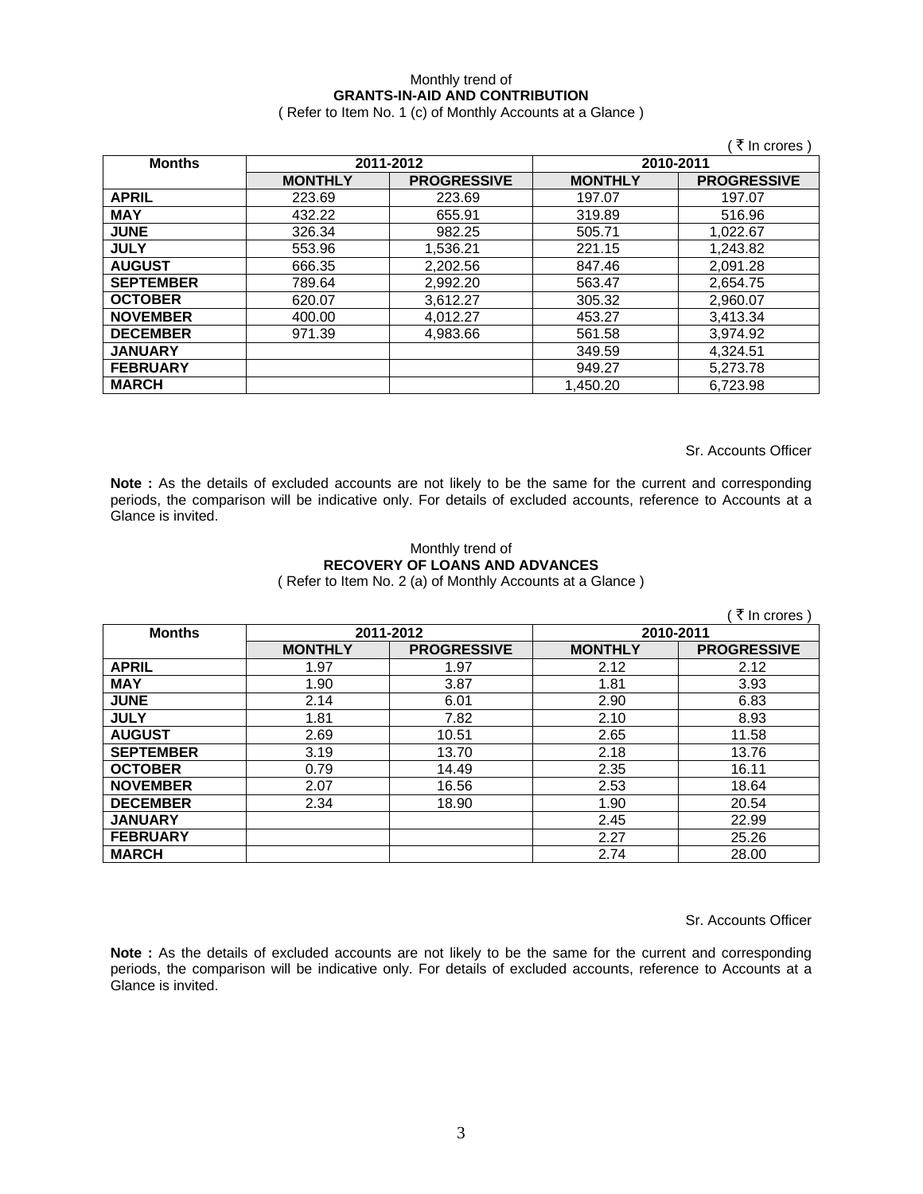Monthly trend of

**GRANTS-IN-AID AND CONTRIBUTION**

( Refer to Item No. 1 (c) of Monthly Accounts at a Glance )

( ₹ In crores )

| Months | 2011-2012 | | 2010-2011 | |
|---|---|---|---|---|
| | MONTHLY | PROGRESSIVE | MONTHLY | PROGRESSIVE |
| APRIL | 223.69 | 223.69 | 197.07 | 197.07 |
| MAY | 432.22 | 655.91 | 319.89 | 516.96 |
| JUNE | 326.34 | 982.25 | 505.71 | 1,022.67 |
| JULY | 553.96 | 1,536.21 | 221.15 | 1,243.82 |
| AUGUST | 666.35 | 2,202.56 | 847.46 | 2,091.28 |
| SEPTEMBER | 789.64 | 2,992.20 | 563.47 | 2,654.75 |
| OCTOBER | 620.07 | 3,612.27 | 305.32 | 2,960.07 |
| NOVEMBER | 400.00 | 4,012.27 | 453.27 | 3,413.34 |
| DECEMBER | 971.39 | 4,983.66 | 561.58 | 3,974.92 |
| JANUARY | | | 349.59 | 4,324.51 |
| FEBRUARY | | | 949.27 | 5,273.78 |
| MARCH | | | 1,450.20 | 6,723.98 |

Sr. Accounts Officer

**Note :** As the details of excluded accounts are not likely to be the same for the current and corresponding periods, the comparison will be indicative only. For details of excluded accounts, reference to Accounts at a Glance is invited.

Monthly trend of

**RECOVERY OF LOANS AND ADVANCES**

( Refer to Item No. 2 (a) of Monthly Accounts at a Glance )

( ₹ In crores )

| Months | 2011-2012 | | 2010-2011 | |
|---|---|---|---|---|
| | MONTHLY | PROGRESSIVE | MONTHLY | PROGRESSIVE |
| APRIL | 1.97 | 1.97 | 2.12 | 2.12 |
| MAY | 1.90 | 3.87 | 1.81 | 3.93 |
| JUNE | 2.14 | 6.01 | 2.90 | 6.83 |
| JULY | 1.81 | 7.82 | 2.10 | 8.93 |
| AUGUST | 2.69 | 10.51 | 2.65 | 11.58 |
| SEPTEMBER | 3.19 | 13.70 | 2.18 | 13.76 |
| OCTOBER | 0.79 | 14.49 | 2.35 | 16.11 |
| NOVEMBER | 2.07 | 16.56 | 2.53 | 18.64 |
| DECEMBER | 2.34 | 18.90 | 1.90 | 20.54 |
| JANUARY | | | 2.45 | 22.99 |
| FEBRUARY | | | 2.27 | 25.26 |
| MARCH | | | 2.74 | 28.00 |

Sr. Accounts Officer

**Note :** As the details of excluded accounts are not likely to be the same for the current and corresponding periods, the comparison will be indicative only. For details of excluded accounts, reference to Accounts at a Glance is invited.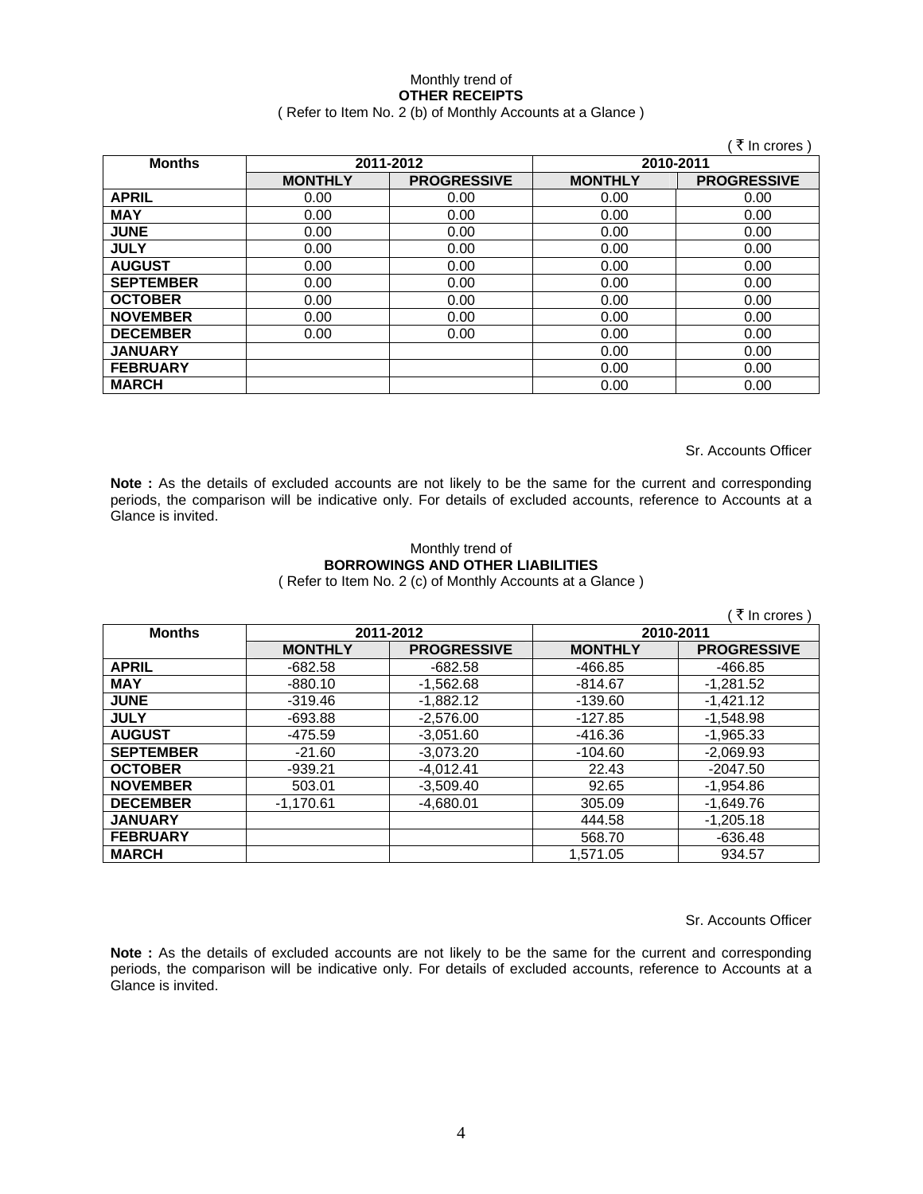Monthly trend of

**OTHER RECEIPTS**

( Refer to Item No. 2 (b) of Monthly Accounts at a Glance )

( ₹ In crores )

| Months | 2011-2012 | | 2010-2011 | |
|---|---|---|---|---|
| | MONTHLY | PROGRESSIVE | MONTHLY | PROGRESSIVE |
| APRIL | 0.00 | 0.00 | 0.00 | 0.00 |
| MAY | 0.00 | 0.00 | 0.00 | 0.00 |
| JUNE | 0.00 | 0.00 | 0.00 | 0.00 |
| JULY | 0.00 | 0.00 | 0.00 | 0.00 |
| AUGUST | 0.00 | 0.00 | 0.00 | 0.00 |
| SEPTEMBER | 0.00 | 0.00 | 0.00 | 0.00 |
| OCTOBER | 0.00 | 0.00 | 0.00 | 0.00 |
| NOVEMBER | 0.00 | 0.00 | 0.00 | 0.00 |
| DECEMBER | 0.00 | 0.00 | 0.00 | 0.00 |
| JANUARY | | | 0.00 | 0.00 |
| FEBRUARY | | | 0.00 | 0.00 |
| MARCH | | | 0.00 | 0.00 |

Sr. Accounts Officer

**Note :** As the details of excluded accounts are not likely to be the same for the current and corresponding periods, the comparison will be indicative only. For details of excluded accounts, reference to Accounts at a Glance is invited.

Monthly trend of

**BORROWINGS AND OTHER LIABILITIES**

( Refer to Item No. 2 (c) of Monthly Accounts at a Glance )

( ₹ In crores )

| Months | 2011-2012 | | 2010-2011 | |
|---|---|---|---|---|
| | MONTHLY | PROGRESSIVE | MONTHLY | PROGRESSIVE |
| APRIL | -682.58 | -682.58 | -466.85 | -466.85 |
| MAY | -880.10 | -1,562.68 | -814.67 | -1,281.52 |
| JUNE | -319.46 | -1,882.12 | -139.60 | -1,421.12 |
| JULY | -693.88 | -2,576.00 | -127.85 | -1,548.98 |
| AUGUST | -475.59 | -3,051.60 | -416.36 | -1,965.33 |
| SEPTEMBER | -21.60 | -3,073.20 | -104.60 | -2,069.93 |
| OCTOBER | -939.21 | -4,012.41 | 22.43 | -2047.50 |
| NOVEMBER | 503.01 | -3,509.40 | 92.65 | -1,954.86 |
| DECEMBER | -1,170.61 | -4,680.01 | 305.09 | -1,649.76 |
| JANUARY | | | 444.58 | -1,205.18 |
| FEBRUARY | | | 568.70 | -636.48 |
| MARCH | | | 1,571.05 | 934.57 |

Sr. Accounts Officer

**Note :** As the details of excluded accounts are not likely to be the same for the current and corresponding periods, the comparison will be indicative only. For details of excluded accounts, reference to Accounts at a Glance is invited.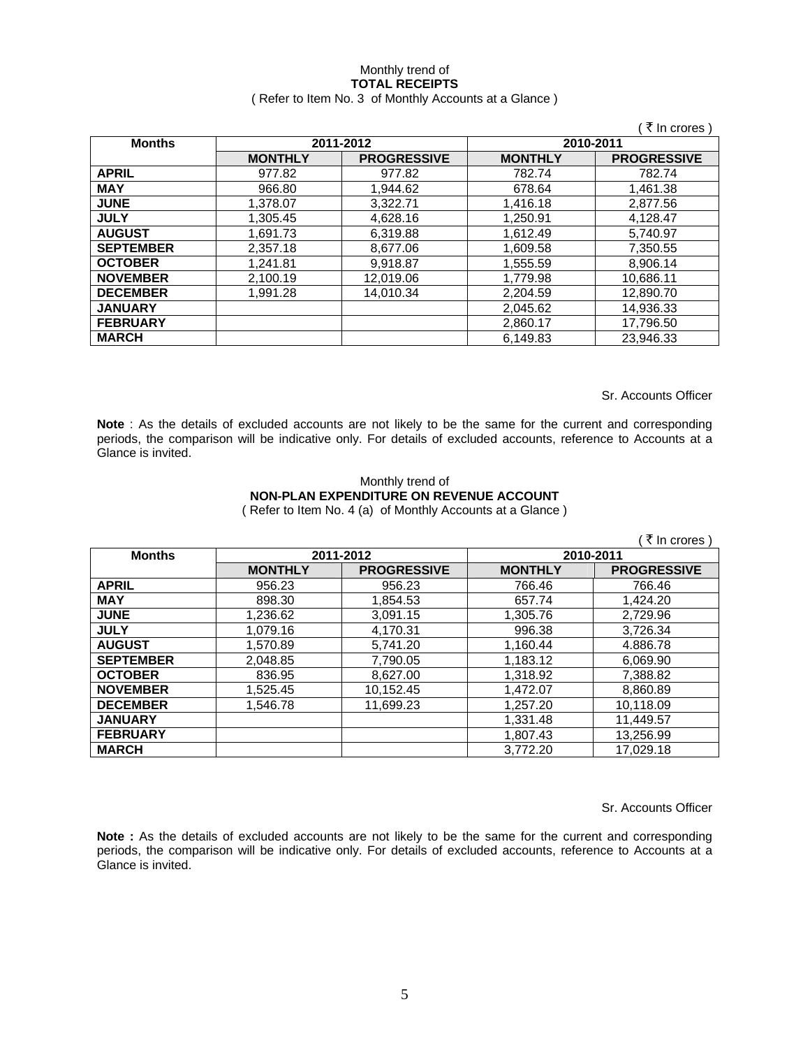Monthly trend of

**TOTAL RECEIPTS**

( Refer to Item No. 3 of Monthly Accounts at a Glance )

( ₹ In crores )

| Months | 2011-2012 | | 2010-2011 | |
|---|---|---|---|---|
| | **MONTHLY** | **PROGRESSIVE** | **MONTHLY** | **PROGRESSIVE** |
| **APRIL** | 977.82 | 977.82 | 782.74 | 782.74 |
| **MAY** | 966.80 | 1,944.62 | 678.64 | 1,461.38 |
| **JUNE** | 1,378.07 | 3,322.71 | 1,416.18 | 2,877.56 |
| **JULY** | 1,305.45 | 4,628.16 | 1,250.91 | 4,128.47 |
| **AUGUST** | 1,691.73 | 6,319.88 | 1,612.49 | 5,740.97 |
| **SEPTEMBER** | 2,357.18 | 8,677.06 | 1,609.58 | 7,350.55 |
| **OCTOBER** | 1,241.81 | 9,918.87 | 1,555.59 | 8,906.14 |
| **NOVEMBER** | 2,100.19 | 12,019.06 | 1,779.98 | 10,686.11 |
| **DECEMBER** | 1,991.28 | 14,010.34 | 2,204.59 | 12,890.70 |
| **JANUARY** | | | 2,045.62 | 14,936.33 |
| **FEBRUARY** | | | 2,860.17 | 17,796.50 |
| **MARCH** | | | 6,149.83 | 23,946.33 |

Sr. Accounts Officer

**Note** : As the details of excluded accounts are not likely to be the same for the current and corresponding periods, the comparison will be indicative only. For details of excluded accounts, reference to Accounts at a Glance is invited.

Monthly trend of

**NON-PLAN EXPENDITURE ON REVENUE ACCOUNT**

( Refer to Item No. 4 (a) of Monthly Accounts at a Glance )

( ₹ In crores )

| Months | 2011-2012 | | 2010-2011 | |
|---|---|---|---|---|
| | **MONTHLY** | **PROGRESSIVE** | **MONTHLY** | **PROGRESSIVE** |
| **APRIL** | 956.23 | 956.23 | 766.46 | 766.46 |
| **MAY** | 898.30 | 1,854.53 | 657.74 | 1,424.20 |
| **JUNE** | 1,236.62 | 3,091.15 | 1,305.76 | 2,729.96 |
| **JULY** | 1,079.16 | 4,170.31 | 996.38 | 3,726.34 |
| **AUGUST** | 1,570.89 | 5,741.20 | 1,160.44 | 4.886.78 |
| **SEPTEMBER** | 2,048.85 | 7,790.05 | 1,183.12 | 6,069.90 |
| **OCTOBER** | 836.95 | 8,627.00 | 1,318.92 | 7,388.82 |
| **NOVEMBER** | 1,525.45 | 10,152.45 | 1,472.07 | 8,860.89 |
| **DECEMBER** | 1,546.78 | 11,699.23 | 1,257.20 | 10,118.09 |
| **JANUARY** | | | 1,331.48 | 11,449.57 |
| **FEBRUARY** | | | 1,807.43 | 13,256.99 |
| **MARCH** | | | 3,772.20 | 17,029.18 |

Sr. Accounts Officer

**Note :** As the details of excluded accounts are not likely to be the same for the current and corresponding periods, the comparison will be indicative only. For details of excluded accounts, reference to Accounts at a Glance is invited.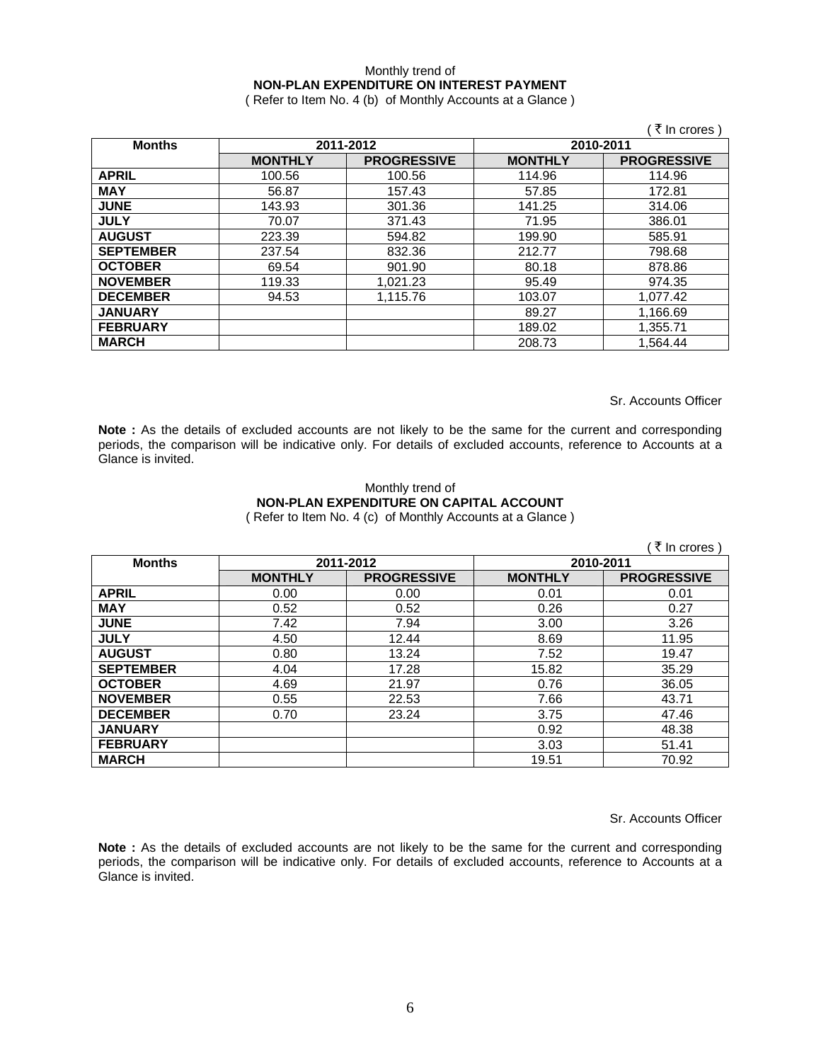Monthly trend of

**NON-PLAN EXPENDITURE ON INTEREST PAYMENT**

( Refer to Item No. 4 (b) of Monthly Accounts at a Glance )

( ₹ In crores )

| Months | 2011-2012 | | 2010-2011 | |
|---|---|---|---|---|
| | **MONTHLY** | **PROGRESSIVE** | **MONTHLY** | **PROGRESSIVE** |
| **APRIL** | 100.56 | 100.56 | 114.96 | 114.96 |
| **MAY** | 56.87 | 157.43 | 57.85 | 172.81 |
| **JUNE** | 143.93 | 301.36 | 141.25 | 314.06 |
| **JULY** | 70.07 | 371.43 | 71.95 | 386.01 |
| **AUGUST** | 223.39 | 594.82 | 199.90 | 585.91 |
| **SEPTEMBER** | 237.54 | 832.36 | 212.77 | 798.68 |
| **OCTOBER** | 69.54 | 901.90 | 80.18 | 878.86 |
| **NOVEMBER** | 119.33 | 1,021.23 | 95.49 | 974.35 |
| **DECEMBER** | 94.53 | 1,115.76 | 103.07 | 1,077.42 |
| **JANUARY** | | | 89.27 | 1,166.69 |
| **FEBRUARY** | | | 189.02 | 1,355.71 |
| **MARCH** | | | 208.73 | 1,564.44 |

Sr. Accounts Officer

**Note :** As the details of excluded accounts are not likely to be the same for the current and corresponding periods, the comparison will be indicative only. For details of excluded accounts, reference to Accounts at a Glance is invited.

Monthly trend of

**NON-PLAN EXPENDITURE ON CAPITAL ACCOUNT**

( Refer to Item No. 4 (c) of Monthly Accounts at a Glance )

( ₹ In crores )

| Months | 2011-2012 | | 2010-2011 | |
|---|---|---|---|---|
| | **MONTHLY** | **PROGRESSIVE** | **MONTHLY** | **PROGRESSIVE** |
| **APRIL** | 0.00 | 0.00 | 0.01 | 0.01 |
| **MAY** | 0.52 | 0.52 | 0.26 | 0.27 |
| **JUNE** | 7.42 | 7.94 | 3.00 | 3.26 |
| **JULY** | 4.50 | 12.44 | 8.69 | 11.95 |
| **AUGUST** | 0.80 | 13.24 | 7.52 | 19.47 |
| **SEPTEMBER** | 4.04 | 17.28 | 15.82 | 35.29 |
| **OCTOBER** | 4.69 | 21.97 | 0.76 | 36.05 |
| **NOVEMBER** | 0.55 | 22.53 | 7.66 | 43.71 |
| **DECEMBER** | 0.70 | 23.24 | 3.75 | 47.46 |
| **JANUARY** | | | 0.92 | 48.38 |
| **FEBRUARY** | | | 3.03 | 51.41 |
| **MARCH** | | | 19.51 | 70.92 |

Sr. Accounts Officer

**Note :** As the details of excluded accounts are not likely to be the same for the current and corresponding periods, the comparison will be indicative only. For details of excluded accounts, reference to Accounts at a Glance is invited.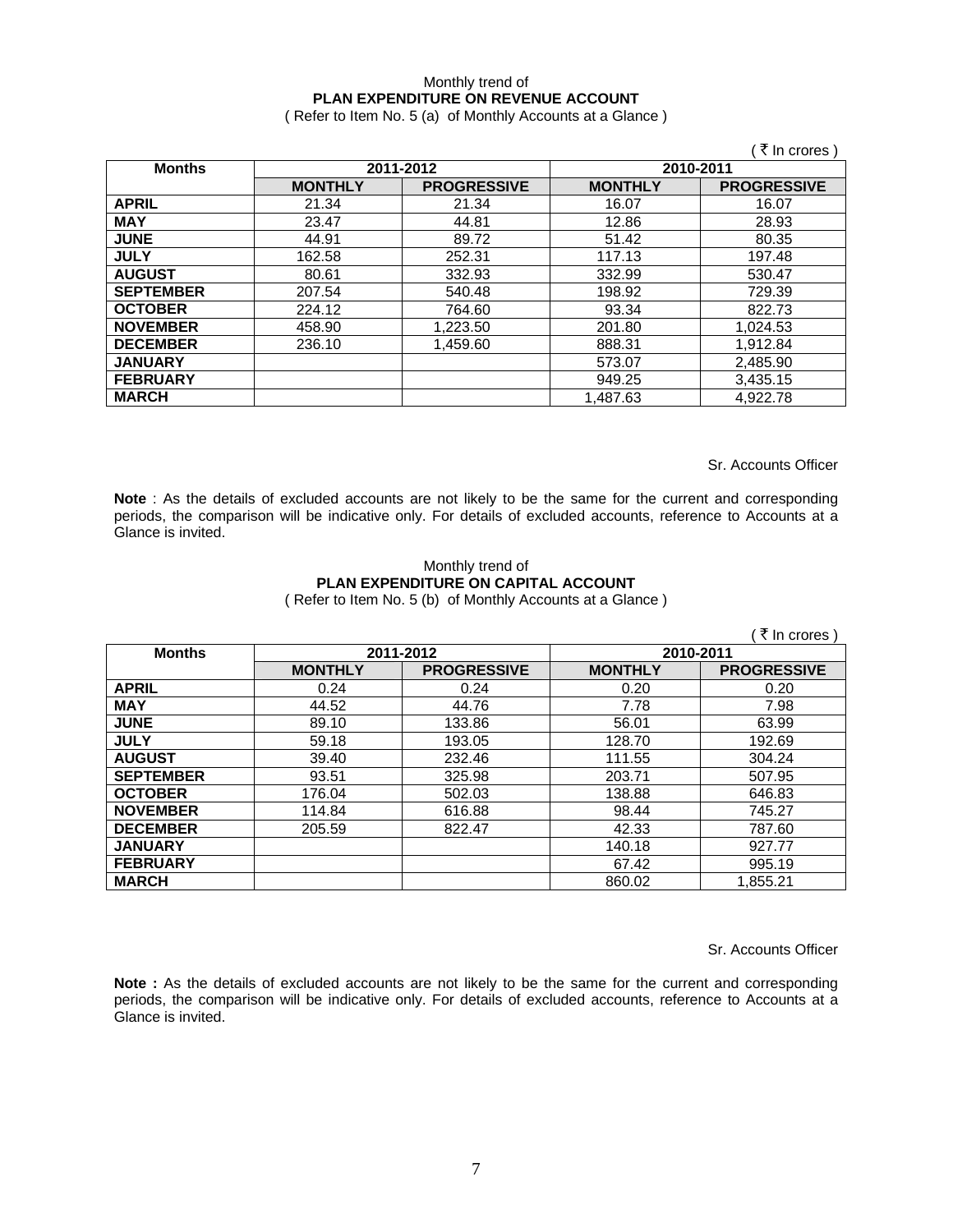Monthly trend of

**PLAN EXPENDITURE ON REVENUE ACCOUNT**

( Refer to Item No. 5 (a) of Monthly Accounts at a Glance )

( ₹ In crores )

| Months | 2011-2012 | | 2010-2011 | |
|---|---|---|---|---|
| | MONTHLY | PROGRESSIVE | MONTHLY | PROGRESSIVE |
| **APRIL** | 21.34 | 21.34 | 16.07 | 16.07 |
| **MAY** | 23.47 | 44.81 | 12.86 | 28.93 |
| **JUNE** | 44.91 | 89.72 | 51.42 | 80.35 |
| **JULY** | 162.58 | 252.31 | 117.13 | 197.48 |
| **AUGUST** | 80.61 | 332.93 | 332.99 | 530.47 |
| **SEPTEMBER** | 207.54 | 540.48 | 198.92 | 729.39 |
| **OCTOBER** | 224.12 | 764.60 | 93.34 | 822.73 |
| **NOVEMBER** | 458.90 | 1,223.50 | 201.80 | 1,024.53 |
| **DECEMBER** | 236.10 | 1,459.60 | 888.31 | 1,912.84 |
| **JANUARY** | | | 573.07 | 2,485.90 |
| **FEBRUARY** | | | 949.25 | 3,435.15 |
| **MARCH** | | | 1,487.63 | 4,922.78 |

Sr. Accounts Officer

**Note** : As the details of excluded accounts are not likely to be the same for the current and corresponding periods, the comparison will be indicative only. For details of excluded accounts, reference to Accounts at a Glance is invited.

Monthly trend of

**PLAN EXPENDITURE ON CAPITAL ACCOUNT**

( Refer to Item No. 5 (b) of Monthly Accounts at a Glance )

( ₹ In crores )

| Months | 2011-2012 | | 2010-2011 | |
|---|---|---|---|---|
| | MONTHLY | PROGRESSIVE | MONTHLY | PROGRESSIVE |
| **APRIL** | 0.24 | 0.24 | 0.20 | 0.20 |
| **MAY** | 44.52 | 44.76 | 7.78 | 7.98 |
| **JUNE** | 89.10 | 133.86 | 56.01 | 63.99 |
| **JULY** | 59.18 | 193.05 | 128.70 | 192.69 |
| **AUGUST** | 39.40 | 232.46 | 111.55 | 304.24 |
| **SEPTEMBER** | 93.51 | 325.98 | 203.71 | 507.95 |
| **OCTOBER** | 176.04 | 502.03 | 138.88 | 646.83 |
| **NOVEMBER** | 114.84 | 616.88 | 98.44 | 745.27 |
| **DECEMBER** | 205.59 | 822.47 | 42.33 | 787.60 |
| **JANUARY** | | | 140.18 | 927.77 |
| **FEBRUARY** | | | 67.42 | 995.19 |
| **MARCH** | | | 860.02 | 1,855.21 |

Sr. Accounts Officer

**Note :** As the details of excluded accounts are not likely to be the same for the current and corresponding periods, the comparison will be indicative only. For details of excluded accounts, reference to Accounts at a Glance is invited.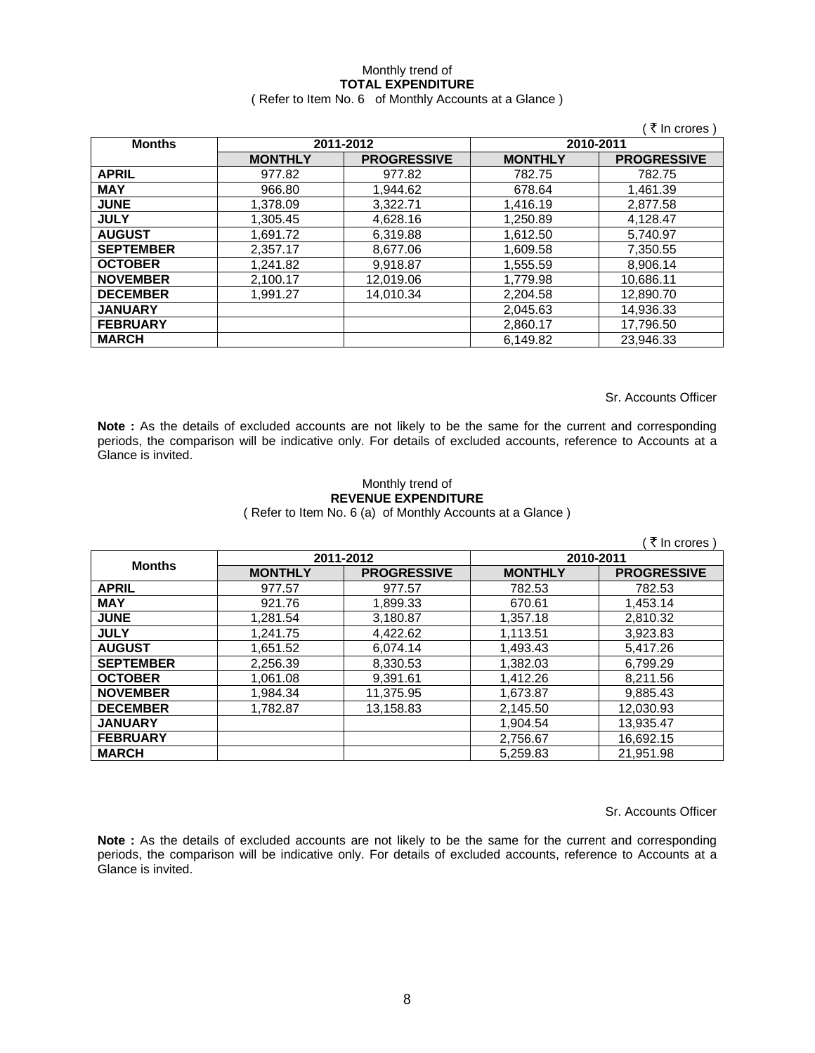Monthly trend of
**TOTAL EXPENDITURE**
( Refer to Item No. 6 of Monthly Accounts at a Glance )

( ₹ In crores )

| Months | 2011-2012 | | 2010-2011 | |
|---|---|---|---|---|
| | **MONTHLY** | **PROGRESSIVE** | **MONTHLY** | **PROGRESSIVE** |
| **APRIL** | 977.82 | 977.82 | 782.75 | 782.75 |
| **MAY** | 966.80 | 1,944.62 | 678.64 | 1,461.39 |
| **JUNE** | 1,378.09 | 3,322.71 | 1,416.19 | 2,877.58 |
| **JULY** | 1,305.45 | 4,628.16 | 1,250.89 | 4,128.47 |
| **AUGUST** | 1,691.72 | 6,319.88 | 1,612.50 | 5,740.97 |
| **SEPTEMBER** | 2,357.17 | 8,677.06 | 1,609.58 | 7,350.55 |
| **OCTOBER** | 1,241.82 | 9,918.87 | 1,555.59 | 8,906.14 |
| **NOVEMBER** | 2,100.17 | 12,019.06 | 1,779.98 | 10,686.11 |
| **DECEMBER** | 1,991.27 | 14,010.34 | 2,204.58 | 12,890.70 |
| **JANUARY** | | | 2,045.63 | 14,936.33 |
| **FEBRUARY** | | | 2,860.17 | 17,796.50 |
| **MARCH** | | | 6,149.82 | 23,946.33 |

Sr. Accounts Officer

**Note :** As the details of excluded accounts are not likely to be the same for the current and corresponding periods, the comparison will be indicative only. For details of excluded accounts, reference to Accounts at a Glance is invited.

Monthly trend of
**REVENUE EXPENDITURE**
( Refer to Item No. 6 (a) of Monthly Accounts at a Glance )

( ₹ In crores )

| Months | 2011-2012 | | 2010-2011 | |
|---|---|---|---|---|
| | **MONTHLY** | **PROGRESSIVE** | **MONTHLY** | **PROGRESSIVE** |
| **APRIL** | 977.57 | 977.57 | 782.53 | 782.53 |
| **MAY** | 921.76 | 1,899.33 | 670.61 | 1,453.14 |
| **JUNE** | 1,281.54 | 3,180.87 | 1,357.18 | 2,810.32 |
| **JULY** | 1,241.75 | 4,422.62 | 1,113.51 | 3,923.83 |
| **AUGUST** | 1,651.52 | 6,074.14 | 1,493.43 | 5,417.26 |
| **SEPTEMBER** | 2,256.39 | 8,330.53 | 1,382.03 | 6,799.29 |
| **OCTOBER** | 1,061.08 | 9,391.61 | 1,412.26 | 8,211.56 |
| **NOVEMBER** | 1,984.34 | 11,375.95 | 1,673.87 | 9,885.43 |
| **DECEMBER** | 1,782.87 | 13,158.83 | 2,145.50 | 12,030.93 |
| **JANUARY** | | | 1,904.54 | 13,935.47 |
| **FEBRUARY** | | | 2,756.67 | 16,692.15 |
| **MARCH** | | | 5,259.83 | 21,951.98 |

Sr. Accounts Officer

**Note :** As the details of excluded accounts are not likely to be the same for the current and corresponding periods, the comparison will be indicative only. For details of excluded accounts, reference to Accounts at a Glance is invited.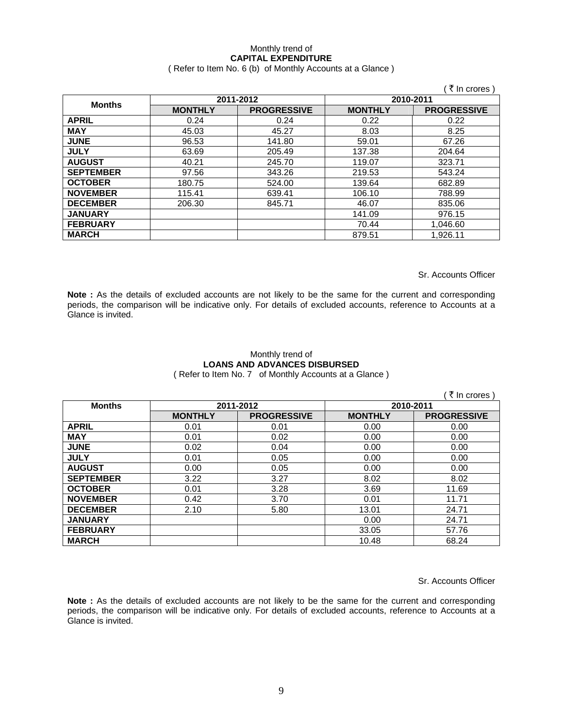Monthly trend of

**CAPITAL EXPENDITURE**

( Refer to Item No. 6 (b) of Monthly Accounts at a Glance )

( ₹ In crores )

| Months | 2011-2012 | | 2010-2011 | |
|---|---|---|---|---|
| | MONTHLY | PROGRESSIVE | MONTHLY | PROGRESSIVE |
| APRIL | 0.24 | 0.24 | 0.22 | 0.22 |
| MAY | 45.03 | 45.27 | 8.03 | 8.25 |
| JUNE | 96.53 | 141.80 | 59.01 | 67.26 |
| JULY | 63.69 | 205.49 | 137.38 | 204.64 |
| AUGUST | 40.21 | 245.70 | 119.07 | 323.71 |
| SEPTEMBER | 97.56 | 343.26 | 219.53 | 543.24 |
| OCTOBER | 180.75 | 524.00 | 139.64 | 682.89 |
| NOVEMBER | 115.41 | 639.41 | 106.10 | 788.99 |
| DECEMBER | 206.30 | 845.71 | 46.07 | 835.06 |
| JANUARY | | | 141.09 | 976.15 |
| FEBRUARY | | | 70.44 | 1,046.60 |
| MARCH | | | 879.51 | 1,926.11 |

Sr. Accounts Officer

**Note :** As the details of excluded accounts are not likely to be the same for the current and corresponding periods, the comparison will be indicative only. For details of excluded accounts, reference to Accounts at a Glance is invited.

Monthly trend of

**LOANS AND ADVANCES DISBURSED**

( Refer to Item No. 7 of Monthly Accounts at a Glance )

( ₹ In crores )

| Months | 2011-2012 | | 2010-2011 | |
|---|---|---|---|---|
| | MONTHLY | PROGRESSIVE | MONTHLY | PROGRESSIVE |
| APRIL | 0.01 | 0.01 | 0.00 | 0.00 |
| MAY | 0.01 | 0.02 | 0.00 | 0.00 |
| JUNE | 0.02 | 0.04 | 0.00 | 0.00 |
| JULY | 0.01 | 0.05 | 0.00 | 0.00 |
| AUGUST | 0.00 | 0.05 | 0.00 | 0.00 |
| SEPTEMBER | 3.22 | 3.27 | 8.02 | 8.02 |
| OCTOBER | 0.01 | 3.28 | 3.69 | 11.69 |
| NOVEMBER | 0.42 | 3.70 | 0.01 | 11.71 |
| DECEMBER | 2.10 | 5.80 | 13.01 | 24.71 |
| JANUARY | | | 0.00 | 24.71 |
| FEBRUARY | | | 33.05 | 57.76 |
| MARCH | | | 10.48 | 68.24 |

Sr. Accounts Officer

**Note :** As the details of excluded accounts are not likely to be the same for the current and corresponding periods, the comparison will be indicative only. For details of excluded accounts, reference to Accounts at a Glance is invited.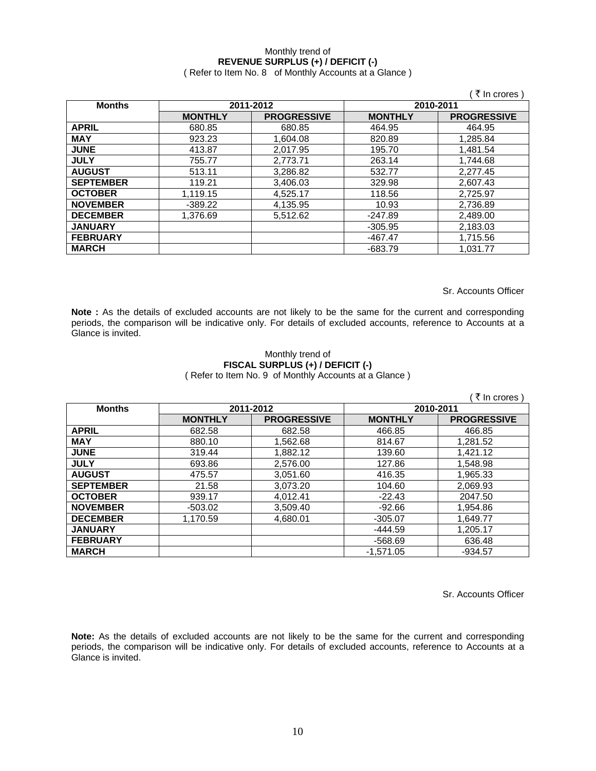Monthly trend of

**REVENUE SURPLUS (+) / DEFICIT (-)**

( Refer to Item No. 8 of Monthly Accounts at a Glance )

( ₹ In crores )

| Months | 2011-2012 | | 2010-2011 | |
|---|---|---|---|---|
| | MONTHLY | PROGRESSIVE | MONTHLY | PROGRESSIVE |
| APRIL | 680.85 | 680.85 | 464.95 | 464.95 |
| MAY | 923.23 | 1,604.08 | 820.89 | 1,285.84 |
| JUNE | 413.87 | 2,017.95 | 195.70 | 1,481.54 |
| JULY | 755.77 | 2,773.71 | 263.14 | 1,744.68 |
| AUGUST | 513.11 | 3,286.82 | 532.77 | 2,277.45 |
| SEPTEMBER | 119.21 | 3,406.03 | 329.98 | 2,607.43 |
| OCTOBER | 1,119.15 | 4,525.17 | 118.56 | 2,725.97 |
| NOVEMBER | -389.22 | 4,135.95 | 10.93 | 2,736.89 |
| DECEMBER | 1,376.69 | 5,512.62 | -247.89 | 2,489.00 |
| JANUARY | | | -305.95 | 2,183.03 |
| FEBRUARY | | | -467.47 | 1,715.56 |
| MARCH | | | -683.79 | 1,031.77 |

Sr. Accounts Officer

**Note :** As the details of excluded accounts are not likely to be the same for the current and corresponding periods, the comparison will be indicative only. For details of excluded accounts, reference to Accounts at a Glance is invited.

Monthly trend of

**FISCAL SURPLUS (+) / DEFICIT (-)**

( Refer to Item No. 9 of Monthly Accounts at a Glance )

( ₹ In crores )

| Months | 2011-2012 | | 2010-2011 | |
|---|---|---|---|---|
| | MONTHLY | PROGRESSIVE | MONTHLY | PROGRESSIVE |
| APRIL | 682.58 | 682.58 | 466.85 | 466.85 |
| MAY | 880.10 | 1,562.68 | 814.67 | 1,281.52 |
| JUNE | 319.44 | 1,882.12 | 139.60 | 1,421.12 |
| JULY | 693.86 | 2,576.00 | 127.86 | 1,548.98 |
| AUGUST | 475.57 | 3,051.60 | 416.35 | 1,965.33 |
| SEPTEMBER | 21.58 | 3,073.20 | 104.60 | 2,069.93 |
| OCTOBER | 939.17 | 4,012.41 | -22.43 | 2047.50 |
| NOVEMBER | -503.02 | 3,509.40 | -92.66 | 1,954.86 |
| DECEMBER | 1,170.59 | 4,680.01 | -305.07 | 1,649.77 |
| JANUARY | | | -444.59 | 1,205.17 |
| FEBRUARY | | | -568.69 | 636.48 |
| MARCH | | | -1,571.05 | -934.57 |

Sr. Accounts Officer

**Note:** As the details of excluded accounts are not likely to be the same for the current and corresponding periods, the comparison will be indicative only. For details of excluded accounts, reference to Accounts at a Glance is invited.